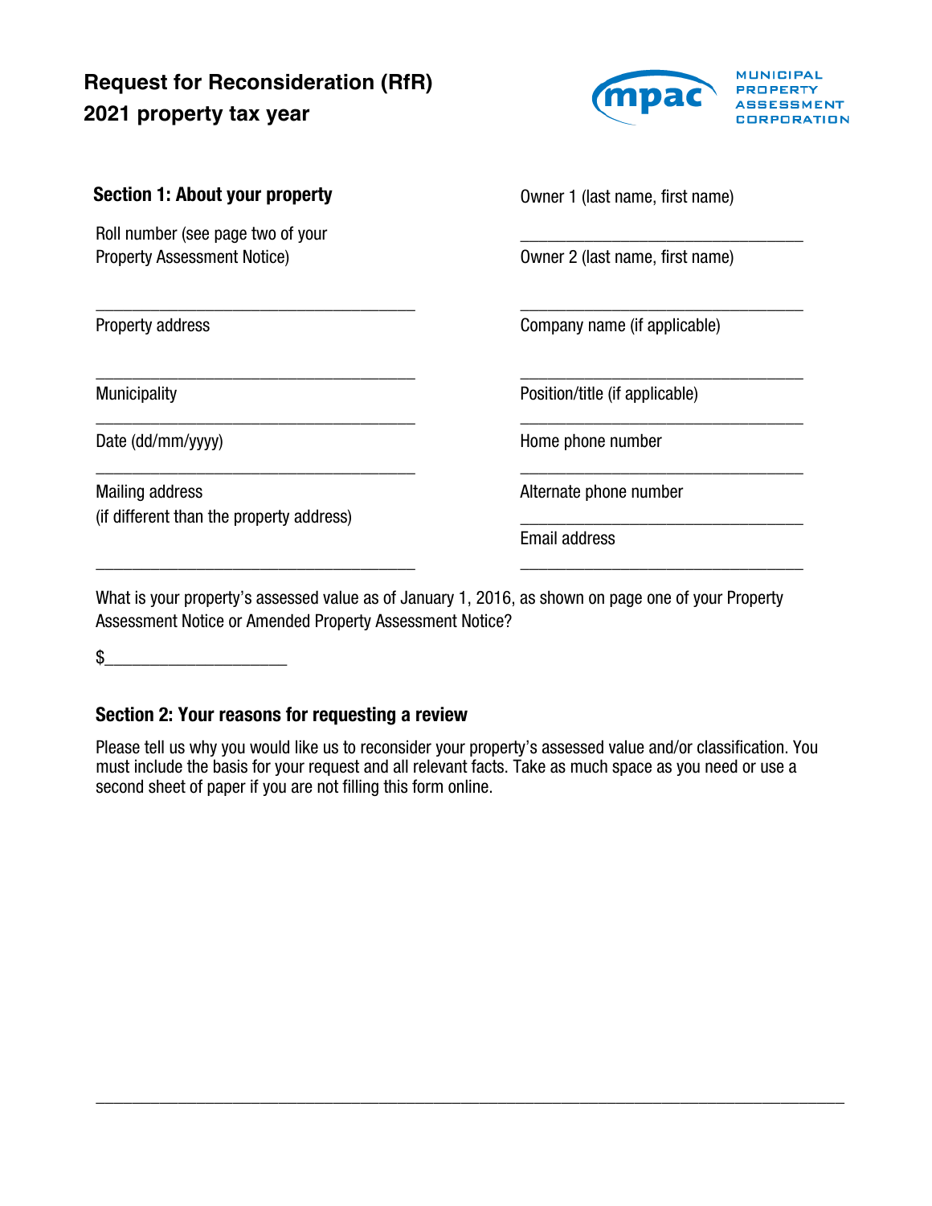# Request for Reconsideration (RfR)
# 2021 property tax year

MUNICIPAL PROPERTY ASSESSMENT CORPORATION

## Section 1: About your property

Roll number (see page two of your Property Assessment Notice)

___________________________________

Property address

___________________________________

Municipality

___________________________________

Date (dd/mm/yyyy)

___________________________________

Mailing address (if different than the property address)

___________________________________

Owner 1 (last name, first name)

___________________________________

Owner 2 (last name, first name)

___________________________________

Company name (if applicable)

___________________________________

Position/title (if applicable)

___________________________________

Home phone number

___________________________________

Alternate phone number

___________________________________

Email address

___________________________________

What is your property's assessed value as of January 1, 2016, as shown on page one of your Property Assessment Notice or Amended Property Assessment Notice?

$____________________

## Section 2: Your reasons for requesting a review

Please tell us why you would like us to reconsider your property's assessed value and/or classification. You must include the basis for your request and all relevant facts. Take as much space as you need or use a second sheet of paper if you are not filling this form online.

___________________________________________________________________________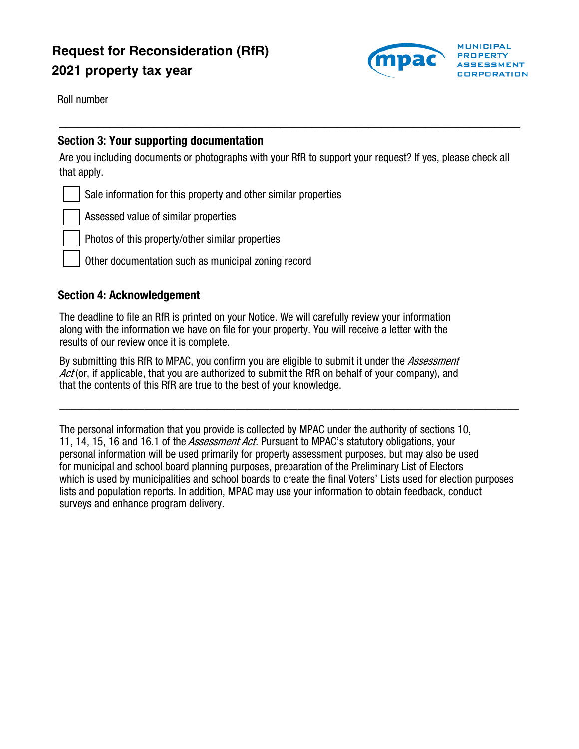# Request for Reconsideration (RfR)
# 2021 property tax year

MUNICIPAL PROPERTY ASSESSMENT CORPORATION

Roll number

---

## Section 3: Your supporting documentation

Are you including documents or photographs with your RfR to support your request? If yes, please check all that apply.

- [ ] Sale information for this property and other similar properties
- [ ] Assessed value of similar properties
- [ ] Photos of this property/other similar properties
- [ ] Other documentation such as municipal zoning record

## Section 4: Acknowledgement

The deadline to file an RfR is printed on your Notice. We will carefully review your information along with the information we have on file for your property. You will receive a letter with the results of our review once it is complete.

By submitting this RfR to MPAC, you confirm you are eligible to submit it under the *Assessment Act* (or, if applicable, that you are authorized to submit the RfR on behalf of your company), and that the contents of this RfR are true to the best of your knowledge.

---

The personal information that you provide is collected by MPAC under the authority of sections 10, 11, 14, 15, 16 and 16.1 of the *Assessment Act*. Pursuant to MPAC's statutory obligations, your personal information will be used primarily for property assessment purposes, but may also be used for municipal and school board planning purposes, preparation of the Preliminary List of Electors which is used by municipalities and school boards to create the final Voters' Lists used for election purposes lists and population reports. In addition, MPAC may use your information to obtain feedback, conduct surveys and enhance program delivery.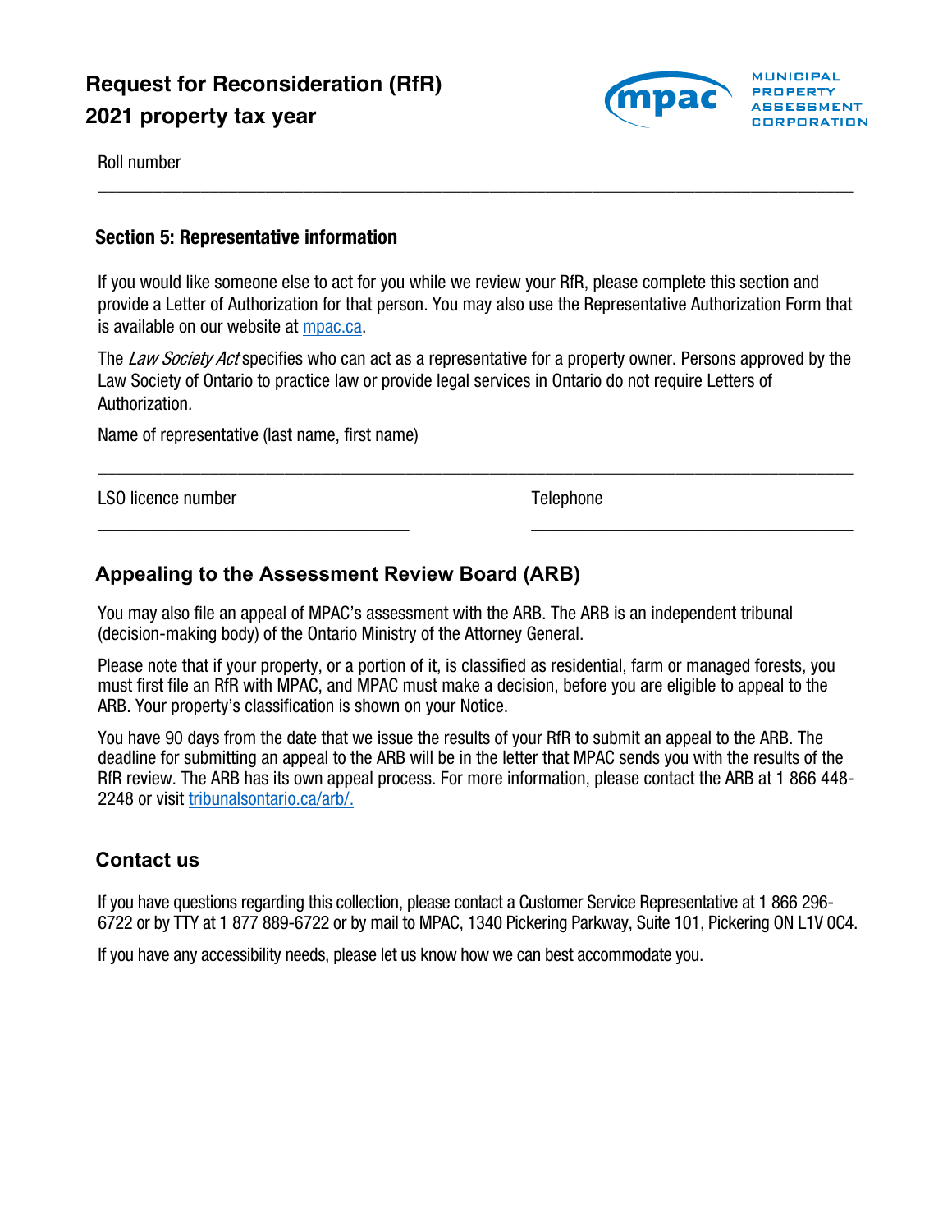# Request for Reconsideration (RfR)
# 2021 property tax year

MUNICIPAL PROPERTY ASSESSMENT CORPORATION

Roll number

______________________________________________________________________

### Section 5: Representative information

If you would like someone else to act for you while we review your RfR, please complete this section and provide a Letter of Authorization for that person. You may also use the Representative Authorization Form that is available on our website at mpac.ca.

The *Law Society Act* specifies who can act as a representative for a property owner. Persons approved by the Law Society of Ontario to practice law or provide legal services in Ontario do not require Letters of Authorization.

Name of representative (last name, first name)

______________________________________________________________________

LSO licence number ______________________ Telephone ______________________

## Appealing to the Assessment Review Board (ARB)

You may also file an appeal of MPAC's assessment with the ARB. The ARB is an independent tribunal (decision-making body) of the Ontario Ministry of the Attorney General.

Please note that if your property, or a portion of it, is classified as residential, farm or managed forests, you must first file an RfR with MPAC, and MPAC must make a decision, before you are eligible to appeal to the ARB. Your property's classification is shown on your Notice.

You have 90 days from the date that we issue the results of your RfR to submit an appeal to the ARB. The deadline for submitting an appeal to the ARB will be in the letter that MPAC sends you with the results of the RfR review. The ARB has its own appeal process. For more information, please contact the ARB at 1 866 448-2248 or visit tribunalsontario.ca/arb/.

## Contact us

If you have questions regarding this collection, please contact a Customer Service Representative at 1 866 296-6722 or by TTY at 1 877 889-6722 or by mail to MPAC, 1340 Pickering Parkway, Suite 101, Pickering ON L1V 0C4.

If you have any accessibility needs, please let us know how we can best accommodate you.